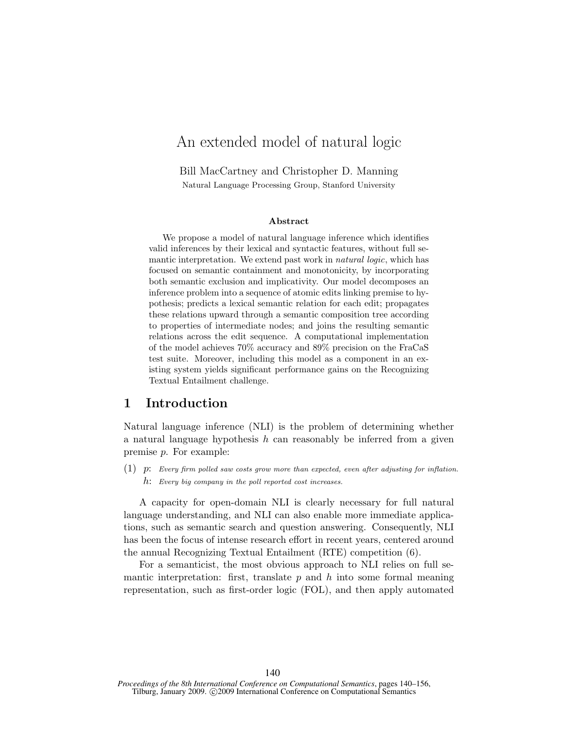#  An extended model of natural logic

Bill MacCartney and Christopher D. Manning

Natural Language Processing Group, Stanford University

### Abstract

We propose a model of natural language inference which identifies valid inferences by their lexical and syntactic features, without full semantic interpretation. We extend past work in *natural logic*, which has focused on semantic containment and monotonicity, by incorporating both semantic exclusion and implicativity. Our model decomposes an inference problem into a sequence of atomic edits linking premise to hypothesis; predicts a lexical semantic relation for each edit; propagates these relations upward through a semantic composition tree according to properties of intermediate nodes; and joins the resulting semantic relations across the edit sequence. A computational implementation of the model achieves 70% accuracy and 89% precision on the FraCaS test suite. Moreover, including this model as a component in an existing system yields significant performance gains on the Recognizing Textual Entailment challenge.

## 1 Introduction

Natural language inference (NLI) is the problem of determining whether a natural language hypothesis $h$ can reasonably be inferred from a given premise $p$. For example:

(1) $p$: *Every firm polled saw costs grow more than expected, even after adjusting for inflation.*
$h$: *Every big company in the poll reported cost increases.*

A capacity for open-domain NLI is clearly necessary for full natural language understanding, and NLI can also enable more immediate applications, such as semantic search and question answering. Consequently, NLI has been the focus of intense research effort in recent years, centered around the annual Recognizing Textual Entailment (RTE) competition (6).

For a semanticist, the most obvious approach to NLI relies on full semantic interpretation: first, translate $p$ and $h$ into some formal meaning representation, such as first-order logic (FOL), and then apply automated

*Proceedings of the 8th International Conference on Computational Semantics*, pages 140–156, Tilburg, January 2009. ©2009 International Conference on Computational Semantics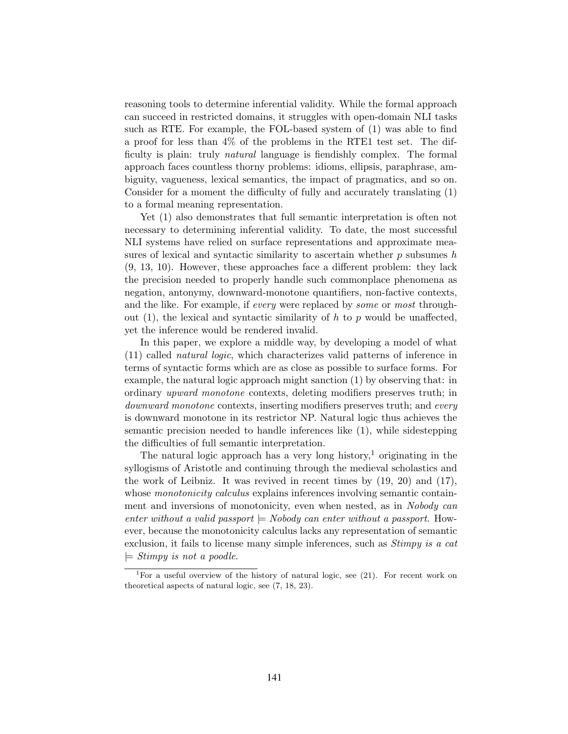reasoning tools to determine inferential validity. While the formal approach can succeed in restricted domains, it struggles with open-domain NLI tasks such as RTE. For example, the FOL-based system of (1) was able to find a proof for less than 4% of the problems in the RTE1 test set. The difficulty is plain: truly *natural* language is fiendishly complex. The formal approach faces countless thorny problems: idioms, ellipsis, paraphrase, ambiguity, vagueness, lexical semantics, the impact of pragmatics, and so on. Consider for a moment the difficulty of fully and accurately translating (1) to a formal meaning representation.

Yet (1) also demonstrates that full semantic interpretation is often not necessary to determining inferential validity. To date, the most successful NLI systems have relied on surface representations and approximate measures of lexical and syntactic similarity to ascertain whether $p$ subsumes $h$ (9, 13, 10). However, these approaches face a different problem: they lack the precision needed to properly handle such commonplace phenomena as negation, antonymy, downward-monotone quantifiers, non-factive contexts, and the like. For example, if *every* were replaced by *some* or *most* throughout (1), the lexical and syntactic similarity of $h$ to $p$ would be unaffected, yet the inference would be rendered invalid.

In this paper, we explore a middle way, by developing a model of what (11) called *natural logic*, which characterizes valid patterns of inference in terms of syntactic forms which are as close as possible to surface forms. For example, the natural logic approach might sanction (1) by observing that: in ordinary *upward monotone* contexts, deleting modifiers preserves truth; in *downward monotone* contexts, inserting modifiers preserves truth; and *every* is downward monotone in its restrictor NP. Natural logic thus achieves the semantic precision needed to handle inferences like (1), while sidestepping the difficulties of full semantic interpretation.

The natural logic approach has a very long history,[1] originating in the syllogisms of Aristotle and continuing through the medieval scholastics and the work of Leibniz. It was revived in recent times by (19, 20) and (17), whose *monotonicity calculus* explains inferences involving semantic containment and inversions of monotonicity, even when nested, as in *Nobody can enter without a valid passport* $\models$ *Nobody can enter without a passport*. However, because the monotonicity calculus lacks any representation of semantic exclusion, it fails to license many simple inferences, such as *Stimpy is a cat* $\models$ *Stimpy is not a poodle*.

[1] For a useful overview of the history of natural logic, see (21). For recent work on theoretical aspects of natural logic, see (7, 18, 23).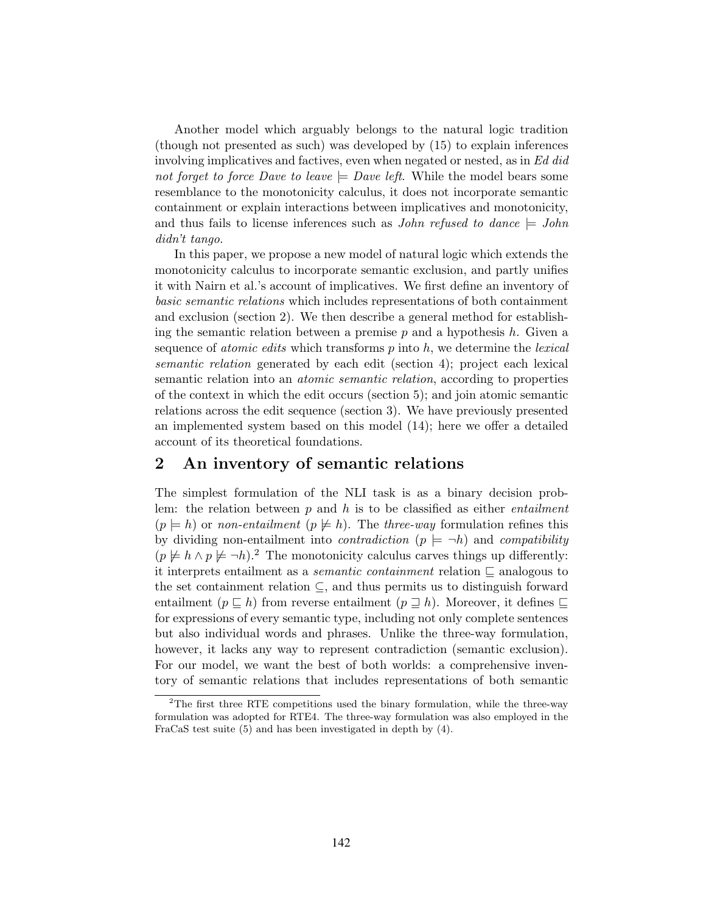Another model which arguably belongs to the natural logic tradition (though not presented as such) was developed by (15) to explain inferences involving implicatives and factives, even when negated or nested, as in *Ed did not forget to force Dave to leave* $\models$ *Dave left*. While the model bears some resemblance to the monotonicity calculus, it does not incorporate semantic containment or explain interactions between implicatives and monotonicity, and thus fails to license inferences such as *John refused to dance* $\models$ *John didn't tango*.

In this paper, we propose a new model of natural logic which extends the monotonicity calculus to incorporate semantic exclusion, and partly unifies it with Nairn et al.'s account of implicatives. We first define an inventory of *basic semantic relations* which includes representations of both containment and exclusion (section 2). We then describe a general method for establishing the semantic relation between a premise $p$ and a hypothesis $h$. Given a sequence of *atomic edits* which transforms $p$ into $h$, we determine the *lexical semantic relation* generated by each edit (section 4); project each lexical semantic relation into an *atomic semantic relation*, according to properties of the context in which the edit occurs (section 5); and join atomic semantic relations across the edit sequence (section 3). We have previously presented an implemented system based on this model (14); here we offer a detailed account of its theoretical foundations.

## 2 An inventory of semantic relations

The simplest formulation of the NLI task is as a binary decision problem: the relation between $p$ and $h$ is to be classified as either *entailment* ($p \models h$) or *non-entailment* ($p \not\models h$). The *three-way* formulation refines this by dividing non-entailment into *contradiction* ($p \models \neg h$) and *compatibility* ($p \not\models h \wedge p \not\models \neg h$).[2] The monotonicity calculus carves things up differently: it interprets entailment as a *semantic containment* relation $\sqsubseteq$ analogous to the set containment relation $\subseteq$, and thus permits us to distinguish forward entailment ($p \sqsubseteq h$) from reverse entailment ($p \sqsupseteq h$). Moreover, it defines $\sqsubseteq$ for expressions of every semantic type, including not only complete sentences but also individual words and phrases. Unlike the three-way formulation, however, it lacks any way to represent contradiction (semantic exclusion). For our model, we want the best of both worlds: a comprehensive inventory of semantic relations that includes representations of both semantic

[2] The first three RTE competitions used the binary formulation, while the three-way formulation was adopted for RTE4. The three-way formulation was also employed in the FraCaS test suite (5) and has been investigated in depth by (4).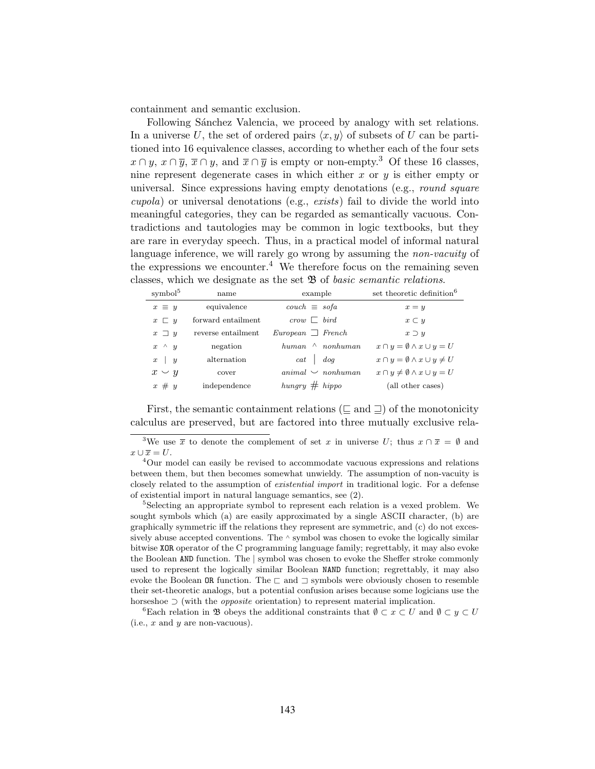containment and semantic exclusion.

Following Sánchez Valencia, we proceed by analogy with set relations. In a universe $U$, the set of ordered pairs $\langle x, y \rangle$ of subsets of $U$ can be partitioned into 16 equivalence classes, according to whether each of the four sets $x \cap y$, $x \cap \overline{y}$, $\overline{x} \cap y$, and $\overline{x} \cap \overline{y}$ is empty or non-empty.[3] Of these 16 classes, nine represent degenerate cases in which either $x$ or $y$ is either empty or universal. Since expressions having empty denotations (e.g., *round square cupola*) or universal denotations (e.g., *exists*) fail to divide the world into meaningful categories, they can be regarded as semantically vacuous. Contradictions and tautologies may be common in logic textbooks, but they are rare in everyday speech. Thus, in a practical model of informal natural language inference, we will rarely go wrong by assuming the *non-vacuity* of the expressions we encounter.[4] We therefore focus on the remaining seven classes, which we designate as the set $\mathfrak{B}$ of *basic semantic relations*.

| symbol[5] | name | example | set theoretic definition[6] |
|---|---|---|---|
| $x \equiv y$ | equivalence | *couch* $\equiv$ *sofa* | $x = y$ |
| $x \sqsubset y$ | forward entailment | *crow* $\sqsubset$ *bird* | $x \subset y$ |
| $x \sqsupset y$ | reverse entailment | *European* $\sqsupset$ *French* | $x \supset y$ |
| $x \wedge y$ | negation | *human* $\wedge$ *nonhuman* | $x \cap y = \emptyset \wedge x \cup y = U$ |
| $x \mid y$ | alternation | *cat* $\mid$ *dog* | $x \cap y = \emptyset \wedge x \cup y \neq U$ |
| $x \smile y$ | cover | *animal* $\smile$ *nonhuman* | $x \cap y \neq \emptyset \wedge x \cup y = U$ |
| $x \# y$ | independence | *hungry* $\#$ *hippo* | (all other cases) |

First, the semantic containment relations ($\sqsubseteq$ and $\sqsupseteq$) of the monotonicity calculus are preserved, but are factored into three mutually exclusive rela-

---

[3] We use $\overline{x}$ to denote the complement of set $x$ in universe $U$; thus $x \cap \overline{x} = \emptyset$ and $x \cup \overline{x} = U$.

[4] Our model can easily be revised to accommodate vacuous expressions and relations between them, but then becomes somewhat unwieldy. The assumption of non-vacuity is closely related to the assumption of *existential import* in traditional logic. For a defense of existential import in natural language semantics, see (2).

[5] Selecting an appropriate symbol to represent each relation is a vexed problem. We sought symbols which (a) are easily approximated by a single ASCII character, (b) are graphically symmetric iff the relations they represent are symmetric, and (c) do not excessively abuse accepted conventions. The $\wedge$ symbol was chosen to evoke the logically similar bitwise `XOR` operator of the C programming language family; regrettably, it may also evoke the Boolean `AND` function. The $\mid$ symbol was chosen to evoke the Sheffer stroke commonly used to represent the logically similar Boolean `NAND` function; regrettably, it may also evoke the Boolean `OR` function. The $\sqsubset$ and $\sqsupset$ symbols were obviously chosen to resemble their set-theoretic analogs, but a potential confusion arises because some logicians use the horseshoe $\supset$ (with the *opposite* orientation) to represent material implication.

[6] Each relation in $\mathfrak{B}$ obeys the additional constraints that $\emptyset \subset x \subset U$ and $\emptyset \subset y \subset U$ (i.e., $x$ and $y$ are non-vacuous).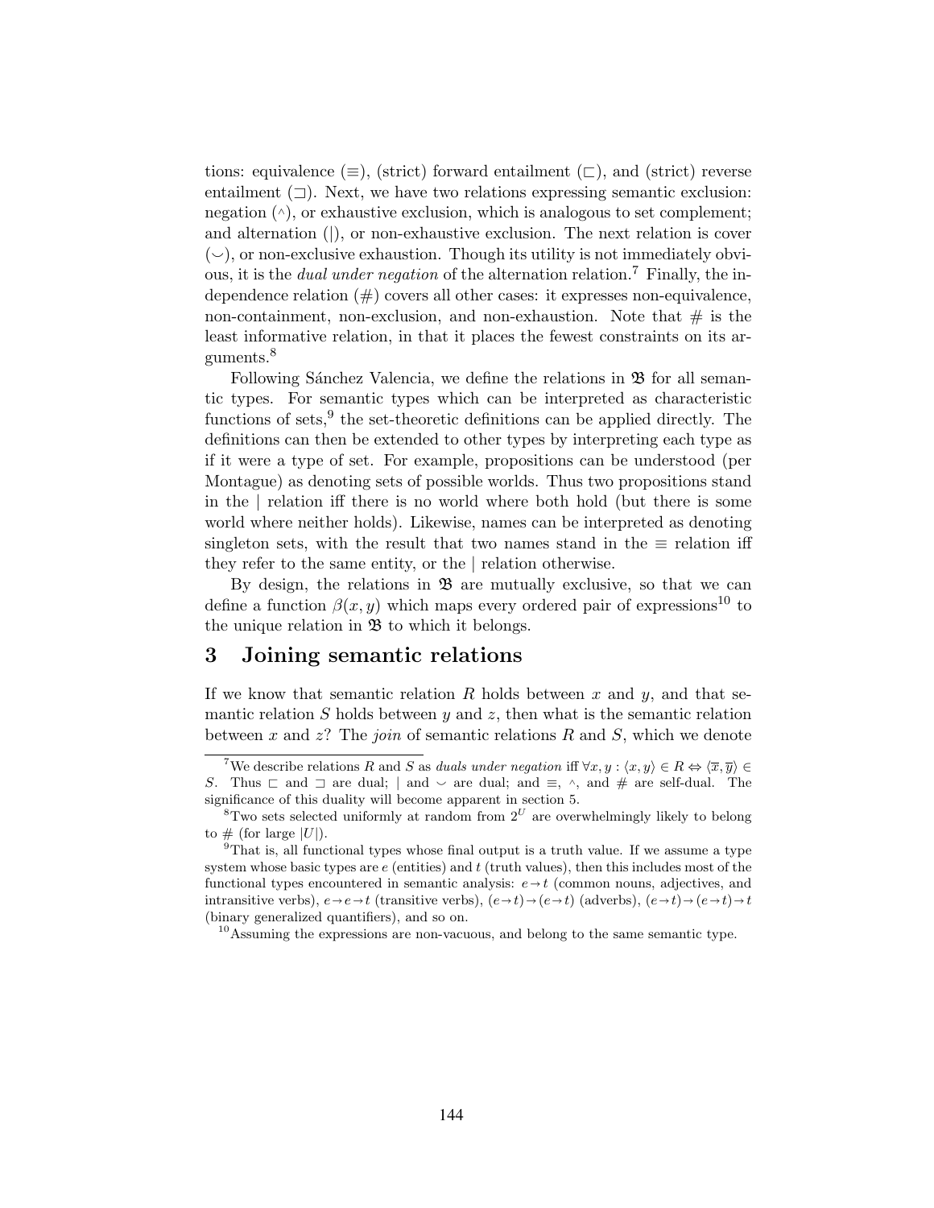tions: equivalence ($\equiv$), (strict) forward entailment ($\sqsubset$), and (strict) reverse entailment ($\sqsupset$). Next, we have two relations expressing semantic exclusion: negation ($^\wedge$), or exhaustive exclusion, which is analogous to set complement; and alternation ($|$), or non-exhaustive exclusion. The next relation is cover ($\smile$), or non-exclusive exhaustion. Though its utility is not immediately obvious, it is the *dual under negation* of the alternation relation.[7] Finally, the independence relation (#) covers all other cases: it expresses non-equivalence, non-containment, non-exclusion, and non-exhaustion. Note that # is the least informative relation, in that it places the fewest constraints on its arguments.[8]

Following Sánchez Valencia, we define the relations in $\mathfrak{B}$ for all semantic types. For semantic types which can be interpreted as characteristic functions of sets,[9] the set-theoretic definitions can be applied directly. The definitions can then be extended to other types by interpreting each type as if it were a type of set. For example, propositions can be understood (per Montague) as denoting sets of possible worlds. Thus two propositions stand in the $|$ relation iff there is no world where both hold (but there is some world where neither holds). Likewise, names can be interpreted as denoting singleton sets, with the result that two names stand in the $\equiv$ relation iff they refer to the same entity, or the $|$ relation otherwise.

By design, the relations in $\mathfrak{B}$ are mutually exclusive, so that we can define a function $\beta(x, y)$ which maps every ordered pair of expressions[10] to the unique relation in $\mathfrak{B}$ to which it belongs.

## 3 Joining semantic relations

If we know that semantic relation $R$ holds between $x$ and $y$, and that semantic relation $S$ holds between $y$ and $z$, then what is the semantic relation between $x$ and $z$? The *join* of semantic relations $R$ and $S$, which we denote

---

[7] We describe relations $R$ and $S$ as *duals under negation* iff $\forall x, y : \langle x, y\rangle \in R \Leftrightarrow \langle \overline{x}, \overline{y}\rangle \in S$. Thus $\sqsubset$ and $\sqsupset$ are dual; $|$ and $\smile$ are dual; and $\equiv$, $^\wedge$, and # are self-dual. The significance of this duality will become apparent in section 5.

[8] Two sets selected uniformly at random from $2^U$ are overwhelmingly likely to belong to # (for large $|U|$).

[9] That is, all functional types whose final output is a truth value. If we assume a type system whose basic types are $e$ (entities) and $t$ (truth values), then this includes most of the functional types encountered in semantic analysis: $e \to t$ (common nouns, adjectives, and intransitive verbs), $e \to e \to t$ (transitive verbs), $(e \to t) \to (e \to t)$ (adverbs), $(e \to t) \to (e \to t) \to t$ (binary generalized quantifiers), and so on.

[10] Assuming the expressions are non-vacuous, and belong to the same semantic type.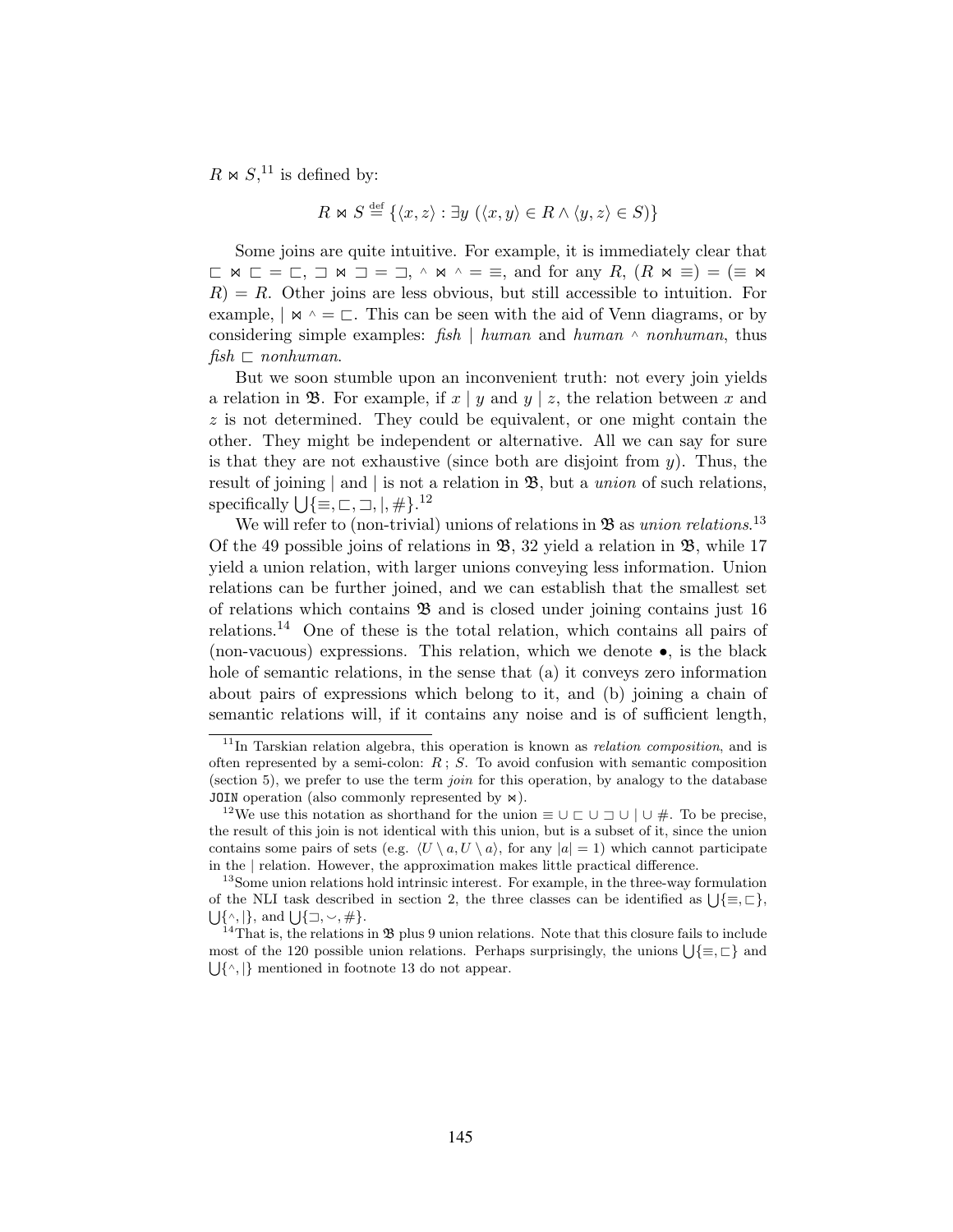$R \bowtie S$,[11] is defined by:

$$R \bowtie S \stackrel{\text{def}}{=} \{\langle x, z\rangle : \exists y \; (\langle x, y\rangle \in R \wedge \langle y, z\rangle \in S)\}$$

Some joins are quite intuitive. For example, it is immediately clear that $\sqsubset \bowtie \sqsubset = \sqsubset$, $\sqsupset \bowtie \sqsupset = \sqsupset$, $^\wedge \bowtie {}^\wedge = \equiv$, and for any $R$, $(R \bowtie \equiv) = (\equiv \bowtie R) = R$. Other joins are less obvious, but still accessible to intuition. For example, $| \bowtie {}^\wedge = \sqsubset$. This can be seen with the aid of Venn diagrams, or by considering simple examples: *fish* $|$ *human* and *human* $^\wedge$ *nonhuman*, thus *fish* $\sqsubset$ *nonhuman*.

But we soon stumble upon an inconvenient truth: not every join yields a relation in $\mathfrak{B}$. For example, if $x \mid y$ and $y \mid z$, the relation between $x$ and $z$ is not determined. They could be equivalent, or one might contain the other. They might be independent or alternative. All we can say for sure is that they are not exhaustive (since both are disjoint from $y$). Thus, the result of joining $|$ and $|$ is not a relation in $\mathfrak{B}$, but a *union* of such relations, specifically $\bigcup\{\equiv, \sqsubset, \sqsupset, |, \#\}$.[12]

We will refer to (non-trivial) unions of relations in $\mathfrak{B}$ as *union relations*.[13] Of the 49 possible joins of relations in $\mathfrak{B}$, 32 yield a relation in $\mathfrak{B}$, while 17 yield a union relation, with larger unions conveying less information. Union relations can be further joined, and we can establish that the smallest set of relations which contains $\mathfrak{B}$ and is closed under joining contains just 16 relations.[14] One of these is the total relation, which contains all pairs of (non-vacuous) expressions. This relation, which we denote $\bullet$, is the black hole of semantic relations, in the sense that (a) it conveys zero information about pairs of expressions which belong to it, and (b) joining a chain of semantic relations will, if it contains any noise and is of sufficient length,

---

[11] In Tarskian relation algebra, this operation is known as *relation composition*, and is often represented by a semi-colon: $R \,;\, S$. To avoid confusion with semantic composition (section 5), we prefer to use the term *join* for this operation, by analogy to the database `JOIN` operation (also commonly represented by $\bowtie$).

[12] We use this notation as shorthand for the union $\equiv \cup \sqsubset \cup \sqsupset \cup \mid \cup \#$. To be precise, the result of this join is not identical with this union, but is a subset of it, since the union contains some pairs of sets (e.g. $\langle U \setminus a, U \setminus a\rangle$, for any $|a| = 1$) which cannot participate in the $|$ relation. However, the approximation makes little practical difference.

[13] Some union relations hold intrinsic interest. For example, in the three-way formulation of the NLI task described in section 2, the three classes can be identified as $\bigcup\{\equiv, \sqsubset\}$, $\bigcup\{^\wedge, |\}$, and $\bigcup\{\sqsupset, \smile, \#\}$.

[14] That is, the relations in $\mathfrak{B}$ plus 9 union relations. Note that this closure fails to include most of the 120 possible union relations. Perhaps surprisingly, the unions $\bigcup\{\equiv, \sqsubset\}$ and $\bigcup\{^\wedge, |\}$ mentioned in footnote 13 do not appear.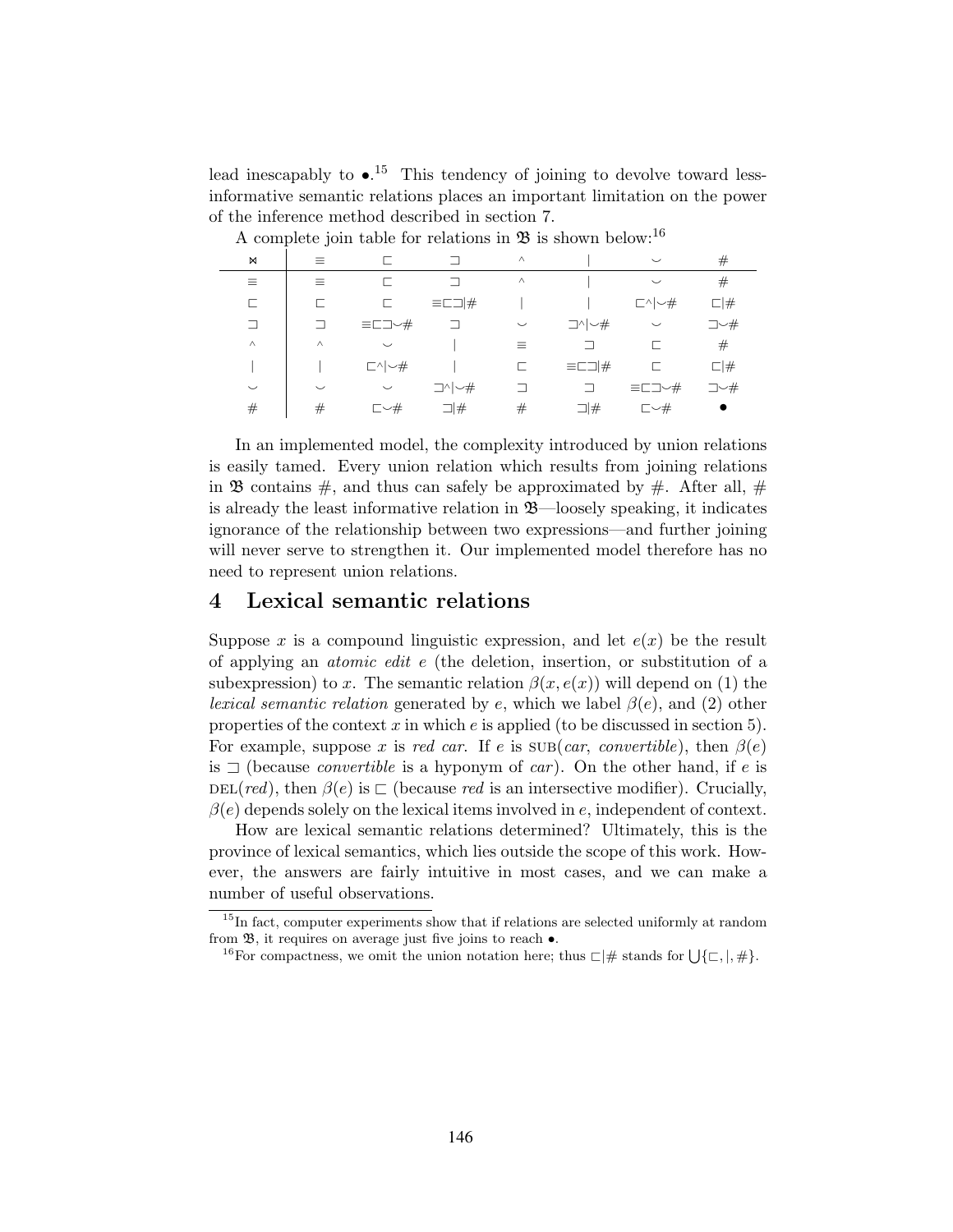lead inescapably to •.[15] This tendency of joining to devolve toward less-informative semantic relations places an important limitation on the power of the inference method described in section 7.

A complete join table for relations in $\mathfrak{B}$ is shown below:[16]

| ⋈ | ≡ | ⊏ | ⊐ | ^ | \| | ‿ | # |
|---|---|---|---|---|---|---|---|
| ≡ | ≡ | ⊏ | ⊐ | ^ | \| | ‿ | # |
| ⊏ | ⊏ | ⊏ | ≡⊏⊐\|# | \| | \| | ⊏^\|‿# | ⊏\|# |
| ⊐ | ⊐ | ≡⊏⊐‿# | ⊐ | ‿ | ⊐^\|‿# | ‿ | ⊐‿# |
| ^ | ^ | ‿ | \| | ≡ | ⊐ | ⊏ | # |
| \| | \| | ⊏^\|‿# | \| | ⊏ | ≡⊏⊐\|# | ⊏ | ⊏\|# |
| ‿ | ‿ | ‿ | ⊐^\|‿# | ⊐ | ⊐ | ≡⊏⊐‿# | ⊐‿# |
| # | # | ⊏‿# | ⊐\|# | # | ⊐\|# | ⊏‿# | • |

In an implemented model, the complexity introduced by union relations is easily tamed. Every union relation which results from joining relations in $\mathfrak{B}$ contains #, and thus can safely be approximated by #. After all, # is already the least informative relation in $\mathfrak{B}$—loosely speaking, it indicates ignorance of the relationship between two expressions—and further joining will never serve to strengthen it. Our implemented model therefore has no need to represent union relations.

## 4 Lexical semantic relations

Suppose $x$ is a compound linguistic expression, and let $e(x)$ be the result of applying an *atomic edit* $e$ (the deletion, insertion, or substitution of a subexpression) to $x$. The semantic relation $\beta(x, e(x))$ will depend on (1) the *lexical semantic relation* generated by $e$, which we label $\beta(e)$, and (2) other properties of the context $x$ in which $e$ is applied (to be discussed in section 5). For example, suppose $x$ is *red car*. If $e$ is SUB(*car*, *convertible*), then $\beta(e)$ is ⊐ (because *convertible* is a hyponym of *car*). On the other hand, if $e$ is DEL(*red*), then $\beta(e)$ is ⊏ (because *red* is an intersective modifier). Crucially, $\beta(e)$ depends solely on the lexical items involved in $e$, independent of context.

How are lexical semantic relations determined? Ultimately, this is the province of lexical semantics, which lies outside the scope of this work. However, the answers are fairly intuitive in most cases, and we can make a number of useful observations.

---

[15] In fact, computer experiments show that if relations are selected uniformly at random from $\mathfrak{B}$, it requires on average just five joins to reach •.

[16] For compactness, we omit the union notation here; thus ⊏|# stands for $\bigcup\{\sqsubset, |, \#\}$.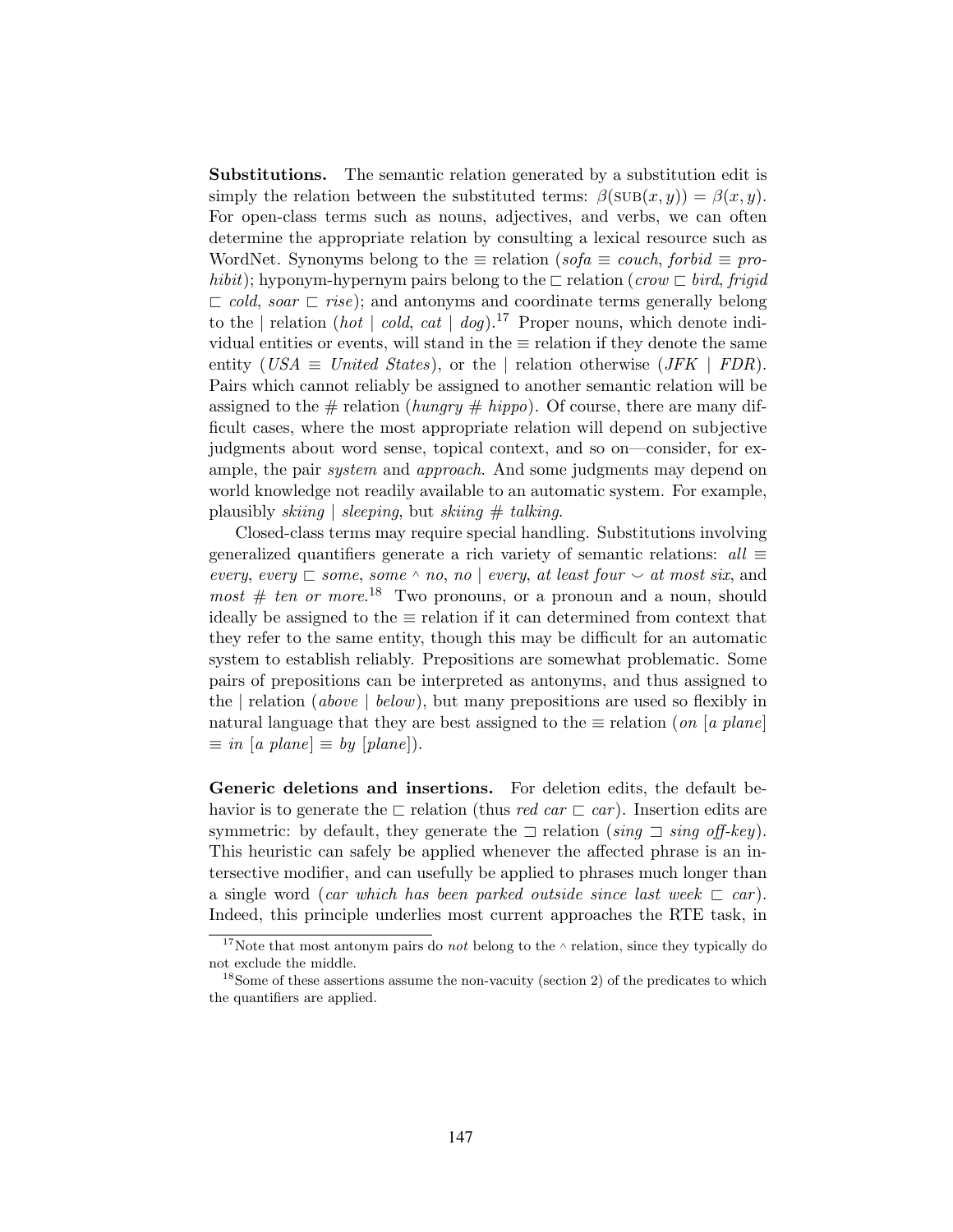**Substitutions.** The semantic relation generated by a substitution edit is simply the relation between the substituted terms: $\beta(\text{SUB}(x, y)) = \beta(x, y)$. For open-class terms such as nouns, adjectives, and verbs, we can often determine the appropriate relation by consulting a lexical resource such as WordNet. Synonyms belong to the $\equiv$ relation (*sofa* $\equiv$ *couch*, *forbid* $\equiv$ *prohibit*); hyponym-hypernym pairs belong to the $\sqsubset$ relation (*crow* $\sqsubset$ *bird*, *frigid* $\sqsubset$ *cold*, *soar* $\sqsubset$ *rise*); and antonyms and coordinate terms generally belong to the $|$ relation (*hot* $|$ *cold*, *cat* $|$ *dog*).[17] Proper nouns, which denote individual entities or events, will stand in the $\equiv$ relation if they denote the same entity (*USA* $\equiv$ *United States*), or the $|$ relation otherwise (*JFK* $|$ *FDR*). Pairs which cannot reliably be assigned to another semantic relation will be assigned to the $\#$ relation (*hungry* $\#$ *hippo*). Of course, there are many difficult cases, where the most appropriate relation will depend on subjective judgments about word sense, topical context, and so on—consider, for example, the pair *system* and *approach*. And some judgments may depend on world knowledge not readily available to an automatic system. For example, plausibly *skiing* $|$ *sleeping*, but *skiing* $\#$ *talking*.

Closed-class terms may require special handling. Substitutions involving generalized quantifiers generate a rich variety of semantic relations: *all* $\equiv$ *every*, *every* $\sqsubset$ *some*, *some* $^\wedge$ *no*, *no* $|$ *every*, *at least four* $\smile$ *at most six*, and *most* $\#$ *ten or more*.[18] Two pronouns, or a pronoun and a noun, should ideally be assigned to the $\equiv$ relation if it can determined from context that they refer to the same entity, though this may be difficult for an automatic system to establish reliably. Prepositions are somewhat problematic. Some pairs of prepositions can be interpreted as antonyms, and thus assigned to the $|$ relation (*above* $|$ *below*), but many prepositions are used so flexibly in natural language that they are best assigned to the $\equiv$ relation (*on* [*a plane*] $\equiv$ *in* [*a plane*] $\equiv$ *by* [*plane*]).

**Generic deletions and insertions.** For deletion edits, the default behavior is to generate the $\sqsubset$ relation (thus *red car* $\sqsubset$ *car*). Insertion edits are symmetric: by default, they generate the $\sqsupset$ relation (*sing* $\sqsupset$ *sing off-key*). This heuristic can safely be applied whenever the affected phrase is an intersective modifier, and can usefully be applied to phrases much longer than a single word (*car which has been parked outside since last week* $\sqsubset$ *car*). Indeed, this principle underlies most current approaches the RTE task, in

[17] Note that most antonym pairs do *not* belong to the $^\wedge$ relation, since they typically do not exclude the middle.

[18] Some of these assertions assume the non-vacuity (section 2) of the predicates to which the quantifiers are applied.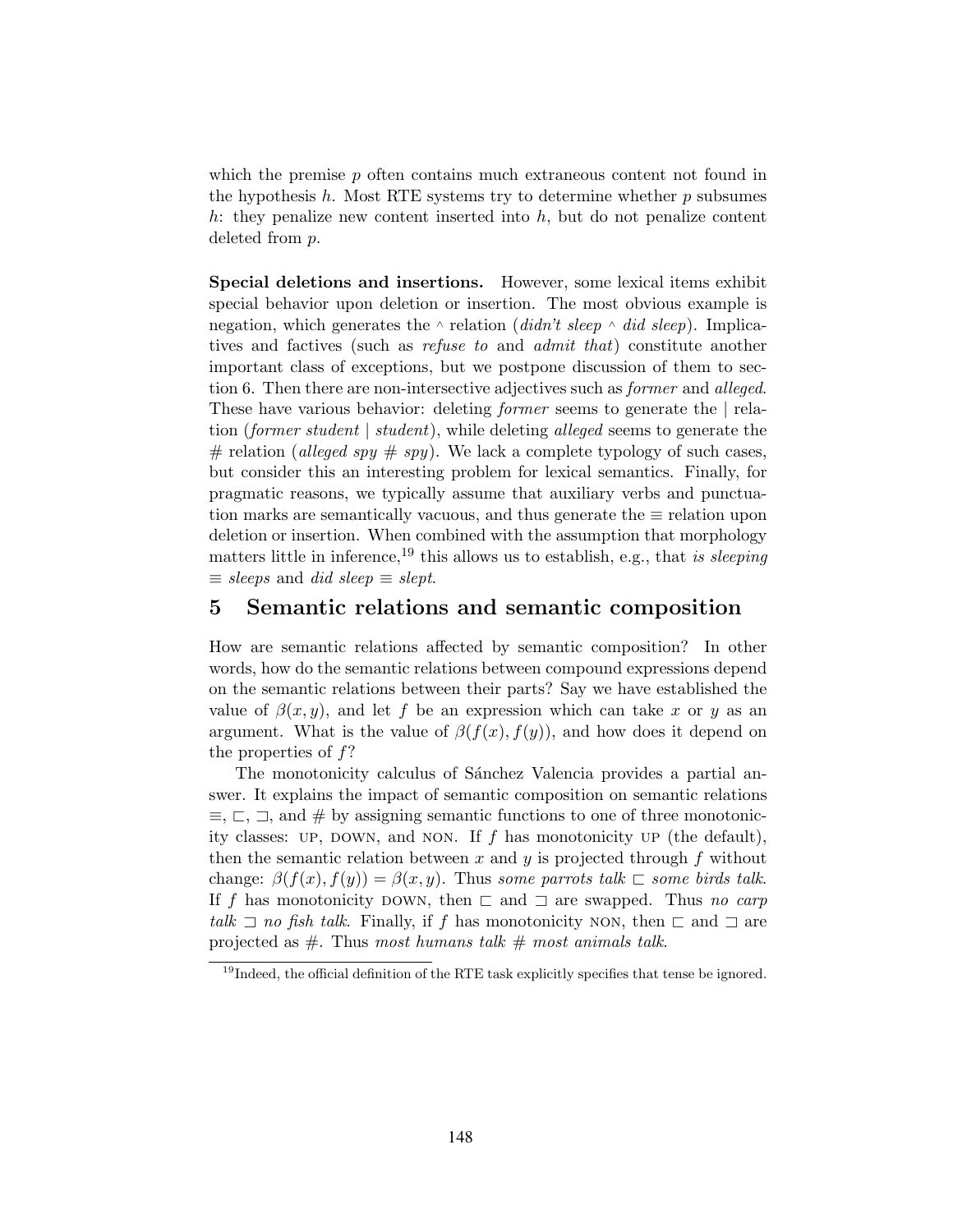which the premise $p$ often contains much extraneous content not found in the hypothesis $h$. Most RTE systems try to determine whether $p$ subsumes $h$: they penalize new content inserted into $h$, but do not penalize content deleted from $p$.

**Special deletions and insertions.** However, some lexical items exhibit special behavior upon deletion or insertion. The most obvious example is negation, which generates the $\wedge$ relation (*didn't sleep* $\wedge$ *did sleep*). Implicatives and factives (such as *refuse to* and *admit that*) constitute another important class of exceptions, but we postpone discussion of them to section 6. Then there are non-intersective adjectives such as *former* and *alleged*. These have various behavior: deleting *former* seems to generate the $|$ relation (*former student* $|$ *student*), while deleting *alleged* seems to generate the # relation (*alleged spy* # *spy*). We lack a complete typology of such cases, but consider this an interesting problem for lexical semantics. Finally, for pragmatic reasons, we typically assume that auxiliary verbs and punctuation marks are semantically vacuous, and thus generate the $\equiv$ relation upon deletion or insertion. When combined with the assumption that morphology matters little in inference,[19] this allows us to establish, e.g., that *is sleeping* $\equiv$ *sleeps* and *did sleep* $\equiv$ *slept*.

## 5 Semantic relations and semantic composition

How are semantic relations affected by semantic composition? In other words, how do the semantic relations between compound expressions depend on the semantic relations between their parts? Say we have established the value of $\beta(x, y)$, and let $f$ be an expression which can take $x$ or $y$ as an argument. What is the value of $\beta(f(x), f(y))$, and how does it depend on the properties of $f$?

The monotonicity calculus of Sánchez Valencia provides a partial answer. It explains the impact of semantic composition on semantic relations $\equiv$, $\sqsubset$, $\sqsupset$, and # by assigning semantic functions to one of three monotonicity classes: UP, DOWN, and NON. If $f$ has monotonicity UP (the default), then the semantic relation between $x$ and $y$ is projected through $f$ without change: $\beta(f(x), f(y)) = \beta(x, y)$. Thus *some parrots talk* $\sqsubset$ *some birds talk*. If $f$ has monotonicity DOWN, then $\sqsubset$ and $\sqsupset$ are swapped. Thus *no carp talk* $\sqsupset$ *no fish talk*. Finally, if $f$ has monotonicity NON, then $\sqsubset$ and $\sqsupset$ are projected as #. Thus *most humans talk* # *most animals talk*.

[19] Indeed, the official definition of the RTE task explicitly specifies that tense be ignored.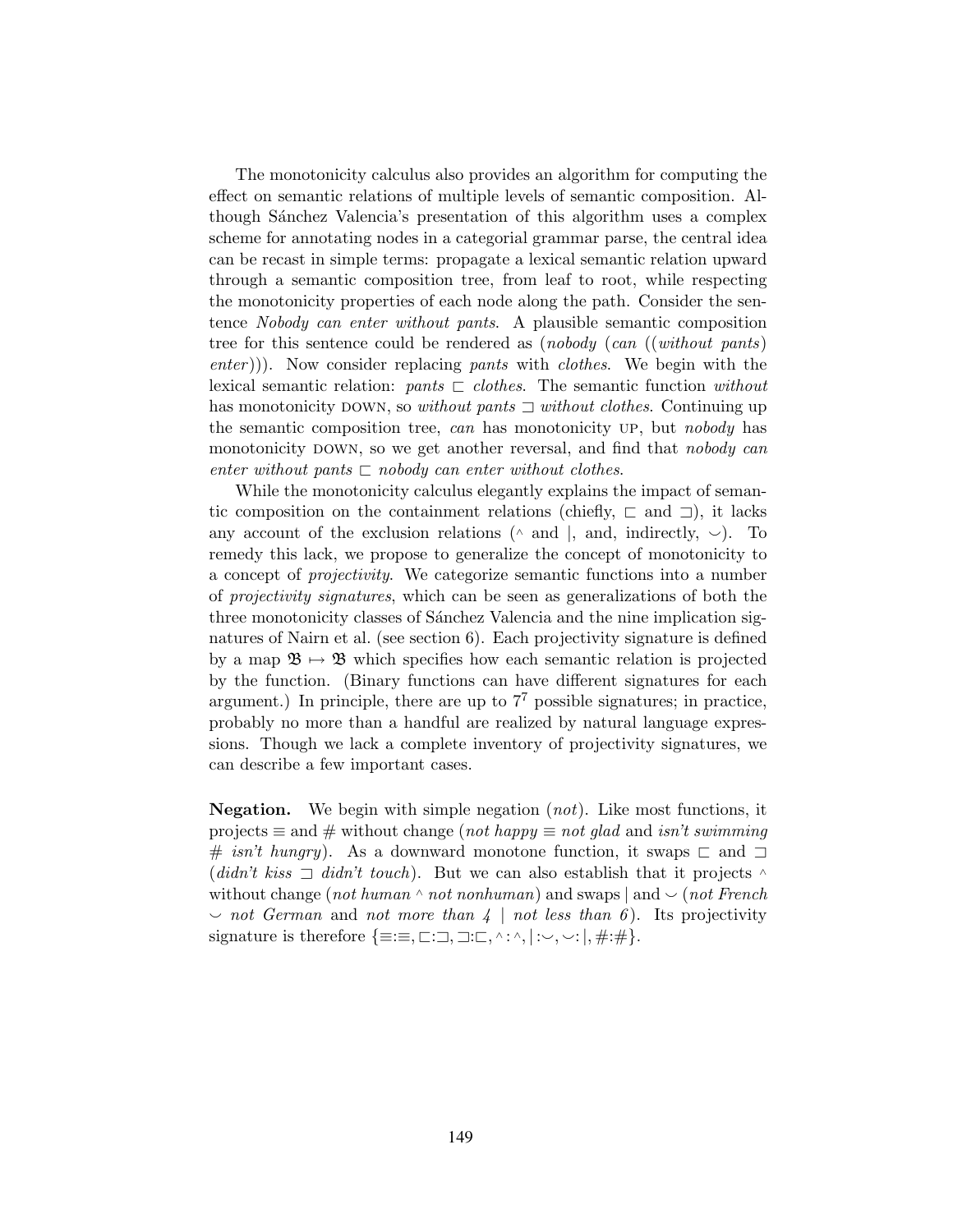The monotonicity calculus also provides an algorithm for computing the effect on semantic relations of multiple levels of semantic composition. Although Sánchez Valencia's presentation of this algorithm uses a complex scheme for annotating nodes in a categorial grammar parse, the central idea can be recast in simple terms: propagate a lexical semantic relation upward through a semantic composition tree, from leaf to root, while respecting the monotonicity properties of each node along the path. Consider the sentence *Nobody can enter without pants*. A plausible semantic composition tree for this sentence could be rendered as (*nobody* (*can* ((*without pants*) *enter*))). Now consider replacing *pants* with *clothes*. We begin with the lexical semantic relation: *pants* $\sqsubset$ *clothes*. The semantic function *without* has monotonicity DOWN, so *without pants* $\sqsupset$ *without clothes*. Continuing up the semantic composition tree, *can* has monotonicity UP, but *nobody* has monotonicity DOWN, so we get another reversal, and find that *nobody can enter without pants* $\sqsubset$ *nobody can enter without clothes*.

While the monotonicity calculus elegantly explains the impact of semantic composition on the containment relations (chiefly, $\sqsubset$ and $\sqsupset$), it lacks any account of the exclusion relations ($^\wedge$ and $|$, and, indirectly, $\smile$). To remedy this lack, we propose to generalize the concept of monotonicity to a concept of *projectivity*. We categorize semantic functions into a number of *projectivity signatures*, which can be seen as generalizations of both the three monotonicity classes of Sánchez Valencia and the nine implication signatures of Nairn et al. (see section 6). Each projectivity signature is defined by a map $\mathfrak{B} \mapsto \mathfrak{B}$ which specifies how each semantic relation is projected by the function. (Binary functions can have different signatures for each argument.) In principle, there are up to $7^7$ possible signatures; in practice, probably no more than a handful are realized by natural language expressions. Though we lack a complete inventory of projectivity signatures, we can describe a few important cases.

**Negation.** We begin with simple negation (*not*). Like most functions, it projects $\equiv$ and $\#$ without change (*not happy* $\equiv$ *not glad* and *isn't swimming* $\#$ *isn't hungry*). As a downward monotone function, it swaps $\sqsubset$ and $\sqsupset$ (*didn't kiss* $\sqsupset$ *didn't touch*). But we can also establish that it projects $^\wedge$ without change (*not human* $^\wedge$ *not nonhuman*) and swaps $|$ and $\smile$ (*not French* $\smile$ *not German* and *not more than 4* $|$ *not less than 6*). Its projectivity signature is therefore $\{\equiv{:}\equiv, \sqsubset{:}\sqsupset, \sqsupset{:}\sqsubset, {}^\wedge{:}{}^\wedge, |{:}\smile, \smile{:}|, \#{:}\#\}$.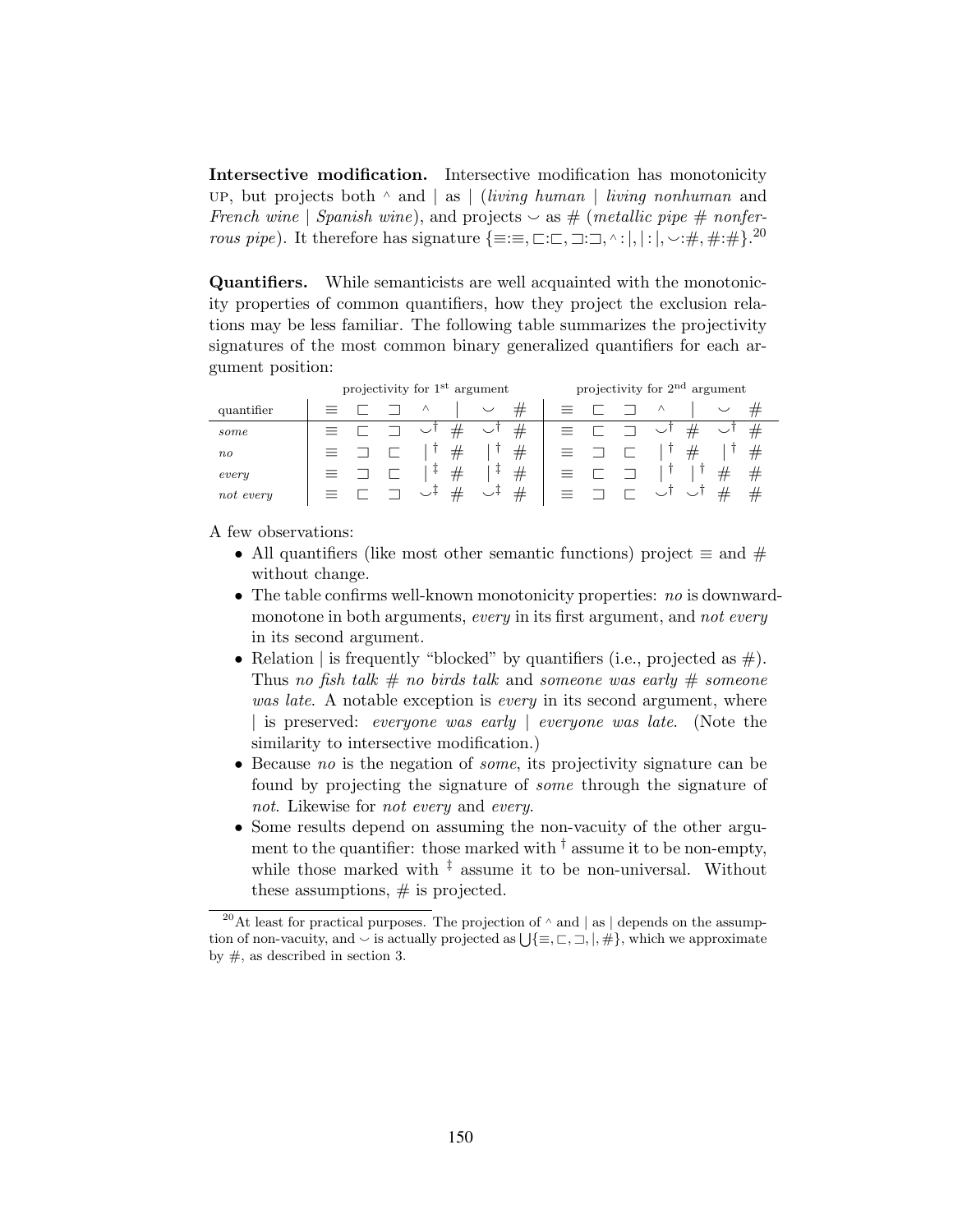**Intersective modification.** Intersective modification has monotonicity UP, but projects both $\wedge$ and $|$ as $|$ (*living human* $|$ *living nonhuman* and *French wine* $|$ *Spanish wine*), and projects $\smile$ as $\#$ (*metallic pipe* $\#$ *nonferrous pipe*). It therefore has signature $\{\equiv:\equiv, \sqsubset:\sqsubset, \sqsupset:\sqsupset, \wedge:|, |:|, \smile:\#, \#:\#\}$.[20]

**Quantifiers.** While semanticists are well acquainted with the monotonicity properties of common quantifiers, how they project the exclusion relations may be less familiar. The following table summarizes the projectivity signatures of the most common binary generalized quantifiers for each argument position:

| | projectivity for 1st argument | | | | | | | projectivity for 2nd argument | | | | | | |
|---|---|---|---|---|---|---|---|---|---|---|---|---|---|---|
| quantifier | $\equiv$ | $\sqsubset$ | $\sqsupset$ | $\wedge$ | $\|$ | $\smile$ | $\#$ | $\equiv$ | $\sqsubset$ | $\sqsupset$ | $\wedge$ | $\|$ | $\smile$ | $\#$ |
| *some* | $\equiv$ | $\sqsubset$ | $\sqsupset$ | $\smile^{\dagger}$ | $\#$ | $\smile^{\dagger}$ | $\#$ | $\equiv$ | $\sqsubset$ | $\sqsupset$ | $\smile^{\dagger}$ | $\#$ | $\smile^{\dagger}$ | $\#$ |
| *no* | $\equiv$ | $\sqsupset$ | $\sqsubset$ | $\|^{\dagger}$ | $\#$ | $\|^{\dagger}$ | $\#$ | $\equiv$ | $\sqsupset$ | $\sqsubset$ | $\|^{\dagger}$ | $\#$ | $\|^{\dagger}$ | $\#$ |
| *every* | $\equiv$ | $\sqsupset$ | $\sqsubset$ | $\|^{\ddagger}$ | $\#$ | $\|^{\ddagger}$ | $\#$ | $\equiv$ | $\sqsubset$ | $\sqsupset$ | $\|^{\dagger}$ | $\|^{\dagger}$ | $\#$ | $\#$ |
| *not every* | $\equiv$ | $\sqsubset$ | $\sqsupset$ | $\smile^{\ddagger}$ | $\#$ | $\smile^{\ddagger}$ | $\#$ | $\equiv$ | $\sqsupset$ | $\sqsubset$ | $\smile^{\dagger}$ | $\smile^{\dagger}$ | $\#$ | $\#$ |

A few observations:

- All quantifiers (like most other semantic functions) project $\equiv$ and $\#$ without change.
- The table confirms well-known monotonicity properties: *no* is downward-monotone in both arguments, *every* in its first argument, and *not every* in its second argument.
- Relation $|$ is frequently "blocked" by quantifiers (i.e., projected as $\#$). Thus *no fish talk* $\#$ *no birds talk* and *someone was early* $\#$ *someone was late*. A notable exception is *every* in its second argument, where $|$ is preserved: *everyone was early* $|$ *everyone was late*. (Note the similarity to intersective modification.)
- Because *no* is the negation of *some*, its projectivity signature can be found by projecting the signature of *some* through the signature of *not*. Likewise for *not every* and *every*.
- Some results depend on assuming the non-vacuity of the other argument to the quantifier: those marked with $^{\dagger}$ assume it to be non-empty, while those marked with $^{\ddagger}$ assume it to be non-universal. Without these assumptions, $\#$ is projected.

[20] At least for practical purposes. The projection of $\wedge$ and $|$ as $|$ depends on the assumption of non-vacuity, and $\smile$ is actually projected as $\bigcup\{\equiv, \sqsubset, \sqsupset, |, \#\}$, which we approximate by $\#$, as described in section 3.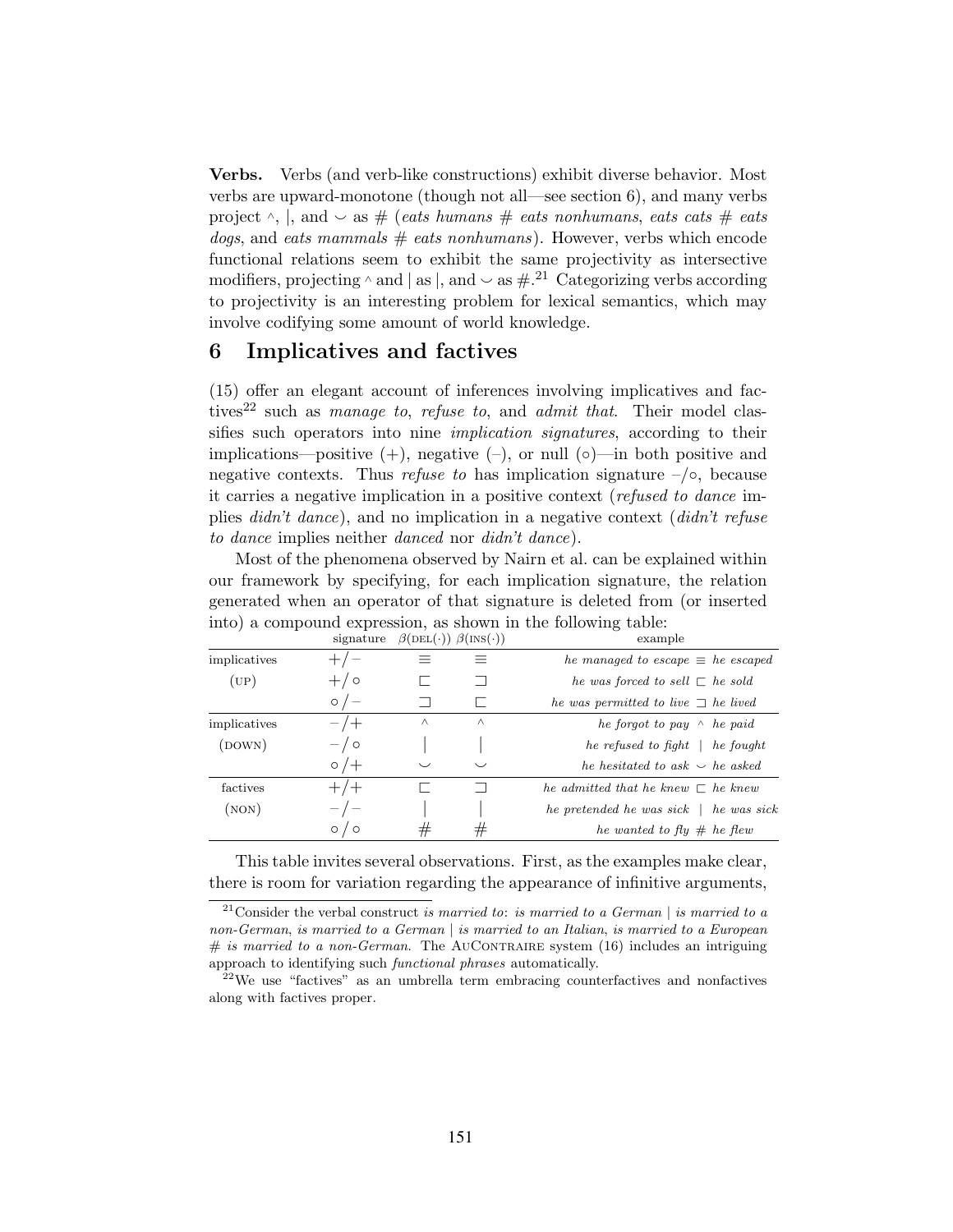**Verbs.** Verbs (and verb-like constructions) exhibit diverse behavior. Most verbs are upward-monotone (though not all—see section 6), and many verbs project $^$, $|$, and $\smile$ as $\#$ (*eats humans* $\#$ *eats nonhumans*, *eats cats* $\#$ *eats dogs*, and *eats mammals* $\#$ *eats nonhumans*). However, verbs which encode functional relations seem to exhibit the same projectivity as intersective modifiers, projecting $^$ and $|$ as $|$, and $\smile$ as $\#$.[21] Categorizing verbs according to projectivity is an interesting problem for lexical semantics, which may involve codifying some amount of world knowledge.

## 6 Implicatives and factives

(15) offer an elegant account of inferences involving implicatives and factives[22] such as *manage to*, *refuse to*, and *admit that*. Their model classifies such operators into nine *implication signatures*, according to their implications—positive (+), negative (–), or null (∘)—in both positive and negative contexts. Thus *refuse to* has implication signature –/∘, because it carries a negative implication in a positive context (*refused to dance* implies *didn't dance*), and no implication in a negative context (*didn't refuse to dance* implies neither *danced* nor *didn't dance*).

Most of the phenomena observed by Nairn et al. can be explained within our framework by specifying, for each implication signature, the relation generated when an operator of that signature is deleted from (or inserted into) a compound expression, as shown in the following table:

| | signature | $\beta(\text{DEL}(\cdot))$ | $\beta(\text{INS}(\cdot))$ | example |
|---|---|---|---|---|
| implicatives | $+/-$ | $\equiv$ | $\equiv$ | *he managed to escape* $\equiv$ *he escaped* |
| (UP) | $+/\circ$ | $\sqsubset$ | $\sqsupset$ | *he was forced to sell* $\sqsubset$ *he sold* |
| | $\circ/-$ | $\sqsupset$ | $\sqsubset$ | *he was permitted to live* $\sqsupset$ *he lived* |
| implicatives | $-/+$ | $^$ | $^$ | *he forgot to pay* $^$ *he paid* |
| (DOWN) | $-/\circ$ | $\vert$ | $\vert$ | *he refused to fight* $\vert$ *he fought* |
| | $\circ/+$ | $\smile$ | $\smile$ | *he hesitated to ask* $\smile$ *he asked* |
| factives | $+/+$ | $\sqsubset$ | $\sqsupset$ | *he admitted that he knew* $\sqsubset$ *he knew* |
| (NON) | $-/-$ | $\vert$ | $\vert$ | *he pretended he was sick* $\vert$ *he was sick* |
| | $\circ/\circ$ | $\#$ | $\#$ | *he wanted to fly* $\#$ *he flew* |

This table invites several observations. First, as the examples make clear, there is room for variation regarding the appearance of infinitive arguments,

[21] Consider the verbal construct *is married to*: *is married to a German* $|$ *is married to a non-German*, *is married to a German* $|$ *is married to an Italian*, *is married to a European* $\#$ *is married to a non-German*. The AuContraire system (16) includes an intriguing approach to identifying such *functional phrases* automatically.

[22] We use "factives" as an umbrella term embracing counterfactives and nonfactives along with factives proper.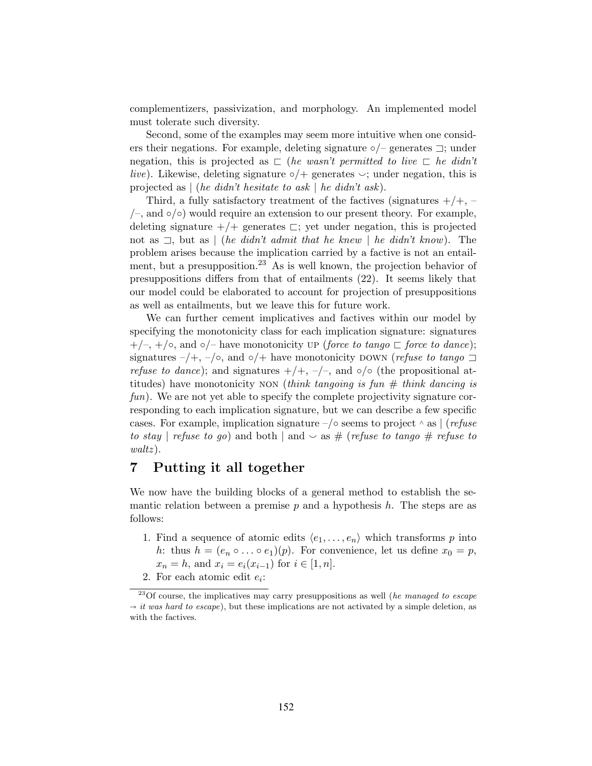complementizers, passivization, and morphology. An implemented model must tolerate such diversity.

Second, some of the examples may seem more intuitive when one considers their negations. For example, deleting signature ∘/– generates ⊐; under negation, this is projected as ⊏ (*he wasn't permitted to live* ⊏ *he didn't live*). Likewise, deleting signature ∘/+ generates ⌣; under negation, this is projected as | (*he didn't hesitate to ask* | *he didn't ask*).

Third, a fully satisfactory treatment of the factives (signatures +/+, –/–, and ∘/∘) would require an extension to our present theory. For example, deleting signature +/+ generates ⊏; yet under negation, this is projected not as ⊐, but as | (*he didn't admit that he knew* | *he didn't know*). The problem arises because the implication carried by a factive is not an entailment, but a presupposition.[23] As is well known, the projection behavior of presuppositions differs from that of entailments (22). It seems likely that our model could be elaborated to account for projection of presuppositions as well as entailments, but we leave this for future work.

We can further cement implicatives and factives within our model by specifying the monotonicity class for each implication signature: signatures +/–, +/∘, and ∘/– have monotonicity UP (*force to tango* ⊏ *force to dance*); signatures –/+, –/∘, and ∘/+ have monotonicity DOWN (*refuse to tango* ⊐ *refuse to dance*); and signatures +/+, –/–, and ∘/∘ (the propositional attitudes) have monotonicity NON (*think tangoing is fun* # *think dancing is fun*). We are not yet able to specify the complete projectivity signature corresponding to each implication signature, but we can describe a few specific cases. For example, implication signature –/∘ seems to project ^ as | (*refuse to stay* | *refuse to go*) and both | and ⌣ as # (*refuse to tango* # *refuse to waltz*).

## 7 Putting it all together

We now have the building blocks of a general method to establish the semantic relation between a premise $p$ and a hypothesis $h$. The steps are as follows:

1. Find a sequence of atomic edits $\langle e_1, \ldots, e_n \rangle$ which transforms $p$ into $h$: thus $h = (e_n \circ \ldots \circ e_1)(p)$. For convenience, let us define $x_0 = p$, $x_n = h$, and $x_i = e_i(x_{i-1})$ for $i \in [1, n]$.
2. For each atomic edit $e_i$:

[23] Of course, the implicatives may carry presuppositions as well (*he managed to escape* → *it was hard to escape*), but these implications are not activated by a simple deletion, as with the factives.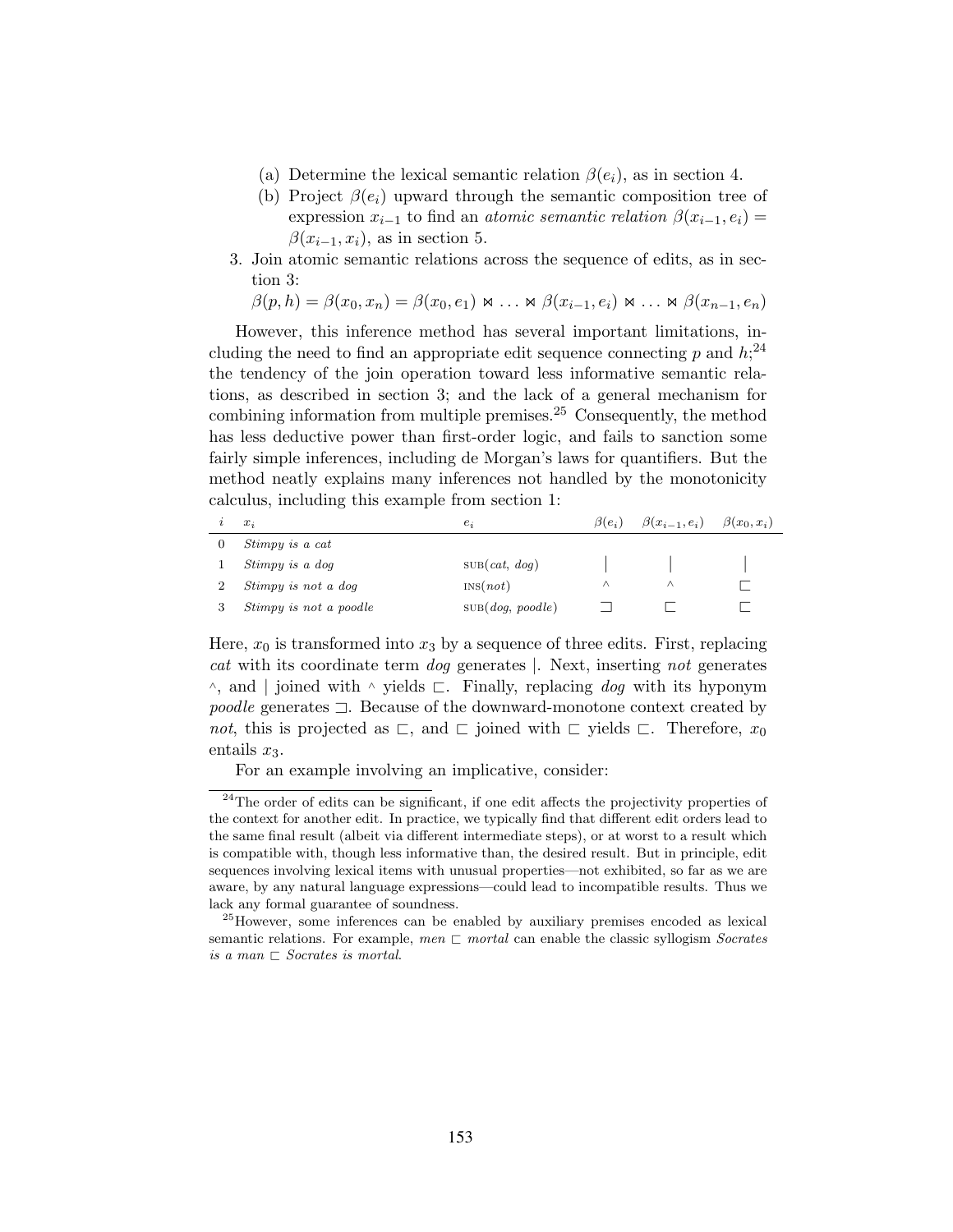(a) Determine the lexical semantic relation $\beta(e_i)$, as in section 4.
   (b) Project $\beta(e_i)$ upward through the semantic composition tree of expression $x_{i-1}$ to find an *atomic semantic relation* $\beta(x_{i-1}, e_i) = \beta(x_{i-1}, x_i)$, as in section 5.

3. Join atomic semantic relations across the sequence of edits, as in section 3:
   $\beta(p, h) = \beta(x_0, x_n) = \beta(x_0, e_1) \bowtie \ldots \bowtie \beta(x_{i-1}, e_i) \bowtie \ldots \bowtie \beta(x_{n-1}, e_n)$

However, this inference method has several important limitations, including the need to find an appropriate edit sequence connecting $p$ and $h$;[24] the tendency of the join operation toward less informative semantic relations, as described in section 3; and the lack of a general mechanism for combining information from multiple premises.[25] Consequently, the method has less deductive power than first-order logic, and fails to sanction some fairly simple inferences, including de Morgan's laws for quantifiers. But the method neatly explains many inferences not handled by the monotonicity calculus, including this example from section 1:

| $i$ | $x_i$ | $e_i$ | $\beta(e_i)$ | $\beta(x_{i-1}, e_i)$ | $\beta(x_0, x_i)$ |
|---|---|---|---|---|---|
| 0 | *Stimpy is a cat* | | | | |
| 1 | *Stimpy is a dog* | SUB(*cat*, *dog*) | $\mid$ | $\mid$ | $\mid$ |
| 2 | *Stimpy is not a dog* | INS(*not*) | $^\wedge$ | $^\wedge$ | $\sqsubset$ |
| 3 | *Stimpy is not a poodle* | SUB(*dog*, *poodle*) | $\sqsupset$ | $\sqsubset$ | $\sqsubset$ |

Here, $x_0$ is transformed into $x_3$ by a sequence of three edits. First, replacing *cat* with its coordinate term *dog* generates $\mid$. Next, inserting *not* generates $^\wedge$, and $\mid$ joined with $^\wedge$ yields $\sqsubset$. Finally, replacing *dog* with its hyponym *poodle* generates $\sqsupset$. Because of the downward-monotone context created by *not*, this is projected as $\sqsubset$, and $\sqsubset$ joined with $\sqsubset$ yields $\sqsubset$. Therefore, $x_0$ entails $x_3$.

For an example involving an implicative, consider:

---

[24] The order of edits can be significant, if one edit affects the projectivity properties of the context for another edit. In practice, we typically find that different edit orders lead to the same final result (albeit via different intermediate steps), or at worst to a result which is compatible with, though less informative than, the desired result. But in principle, edit sequences involving lexical items with unusual properties—not exhibited, so far as we are aware, by any natural language expressions—could lead to incompatible results. Thus we lack any formal guarantee of soundness.

[25] However, some inferences can be enabled by auxiliary premises encoded as lexical semantic relations. For example, *men* $\sqsubset$ *mortal* can enable the classic syllogism *Socrates is a man* $\sqsubset$ *Socrates is mortal*.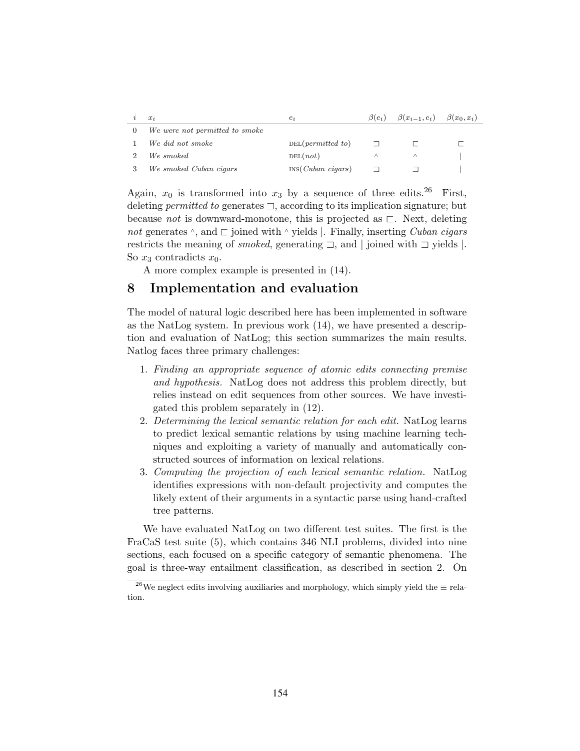| $i$ | $x_i$ | $e_i$ | $\beta(e_i)$ | $\beta(x_{i-1}, e_i)$ | $\beta(x_0, x_i)$ |
|---|---|---|---|---|---|
| 0 | *We were not permitted to smoke* | | | | |
| 1 | *We did not smoke* | DEL(*permitted to*) | $\sqsupset$ | $\sqsubset$ | $\sqsubset$ |
| 2 | *We smoked* | DEL(*not*) | $\wedge$ | $\wedge$ | $\mid$ |
| 3 | *We smoked Cuban cigars* | INS(*Cuban cigars*) | $\sqsupset$ | $\sqsupset$ | $\mid$ |

Again, $x_0$ is transformed into $x_3$ by a sequence of three edits.[26] First, deleting *permitted to* generates $\sqsupset$, according to its implication signature; but because *not* is downward-monotone, this is projected as $\sqsubset$. Next, deleting *not* generates $\wedge$, and $\sqsubset$ joined with $\wedge$ yields $\mid$. Finally, inserting *Cuban cigars* restricts the meaning of *smoked*, generating $\sqsupset$, and $\mid$ joined with $\sqsupset$ yields $\mid$. So $x_3$ contradicts $x_0$.

A more complex example is presented in (14).

## 8 Implementation and evaluation

The model of natural logic described here has been implemented in software as the NatLog system. In previous work (14), we have presented a description and evaluation of NatLog; this section summarizes the main results. Natlog faces three primary challenges:

1. *Finding an appropriate sequence of atomic edits connecting premise and hypothesis.* NatLog does not address this problem directly, but relies instead on edit sequences from other sources. We have investigated this problem separately in (12).
2. *Determining the lexical semantic relation for each edit.* NatLog learns to predict lexical semantic relations by using machine learning techniques and exploiting a variety of manually and automatically constructed sources of information on lexical relations.
3. *Computing the projection of each lexical semantic relation.* NatLog identifies expressions with non-default projectivity and computes the likely extent of their arguments in a syntactic parse using hand-crafted tree patterns.

We have evaluated NatLog on two different test suites. The first is the FraCaS test suite (5), which contains 346 NLI problems, divided into nine sections, each focused on a specific category of semantic phenomena. The goal is three-way entailment classification, as described in section 2. On

[26] We neglect edits involving auxiliaries and morphology, which simply yield the $\equiv$ relation.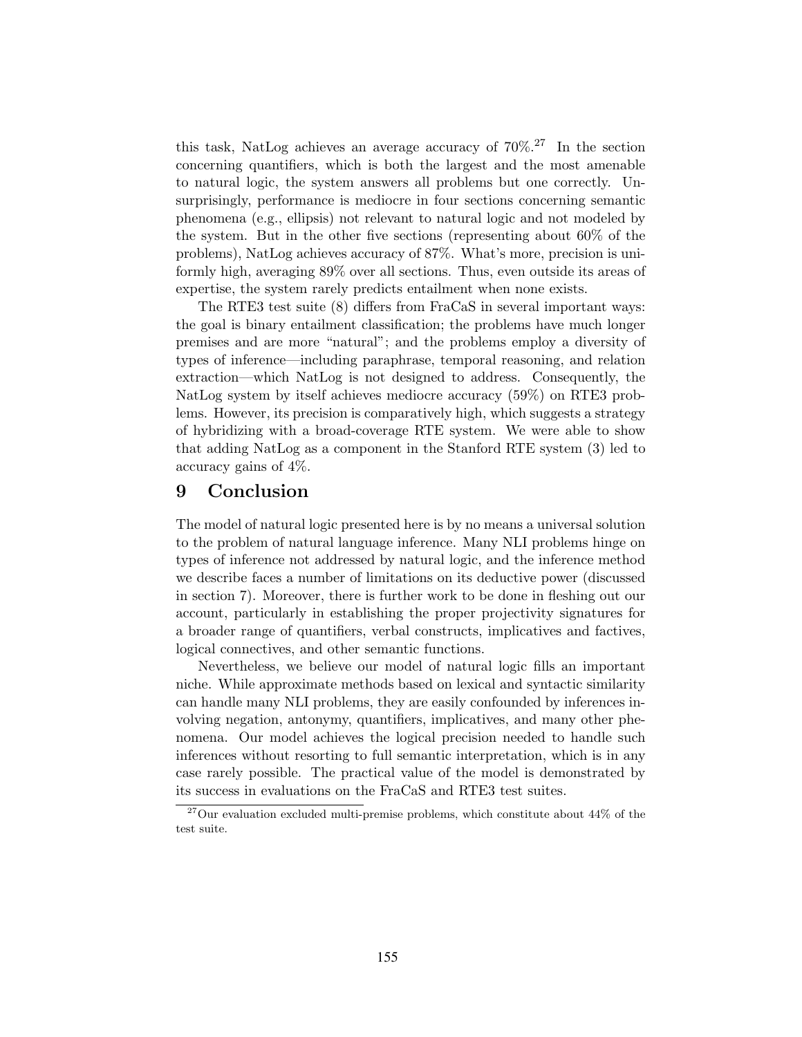this task, NatLog achieves an average accuracy of 70%.[27] In the section concerning quantifiers, which is both the largest and the most amenable to natural logic, the system answers all problems but one correctly. Unsurprisingly, performance is mediocre in four sections concerning semantic phenomena (e.g., ellipsis) not relevant to natural logic and not modeled by the system. But in the other five sections (representing about 60% of the problems), NatLog achieves accuracy of 87%. What's more, precision is uniformly high, averaging 89% over all sections. Thus, even outside its areas of expertise, the system rarely predicts entailment when none exists.

The RTE3 test suite (8) differs from FraCaS in several important ways: the goal is binary entailment classification; the problems have much longer premises and are more "natural"; and the problems employ a diversity of types of inference—including paraphrase, temporal reasoning, and relation extraction—which NatLog is not designed to address. Consequently, the NatLog system by itself achieves mediocre accuracy (59%) on RTE3 problems. However, its precision is comparatively high, which suggests a strategy of hybridizing with a broad-coverage RTE system. We were able to show that adding NatLog as a component in the Stanford RTE system (3) led to accuracy gains of 4%.

## 9 Conclusion

The model of natural logic presented here is by no means a universal solution to the problem of natural language inference. Many NLI problems hinge on types of inference not addressed by natural logic, and the inference method we describe faces a number of limitations on its deductive power (discussed in section 7). Moreover, there is further work to be done in fleshing out our account, particularly in establishing the proper projectivity signatures for a broader range of quantifiers, verbal constructs, implicatives and factives, logical connectives, and other semantic functions.

Nevertheless, we believe our model of natural logic fills an important niche. While approximate methods based on lexical and syntactic similarity can handle many NLI problems, they are easily confounded by inferences involving negation, antonymy, quantifiers, implicatives, and many other phenomena. Our model achieves the logical precision needed to handle such inferences without resorting to full semantic interpretation, which is in any case rarely possible. The practical value of the model is demonstrated by its success in evaluations on the FraCaS and RTE3 test suites.

[27] Our evaluation excluded multi-premise problems, which constitute about 44% of the test suite.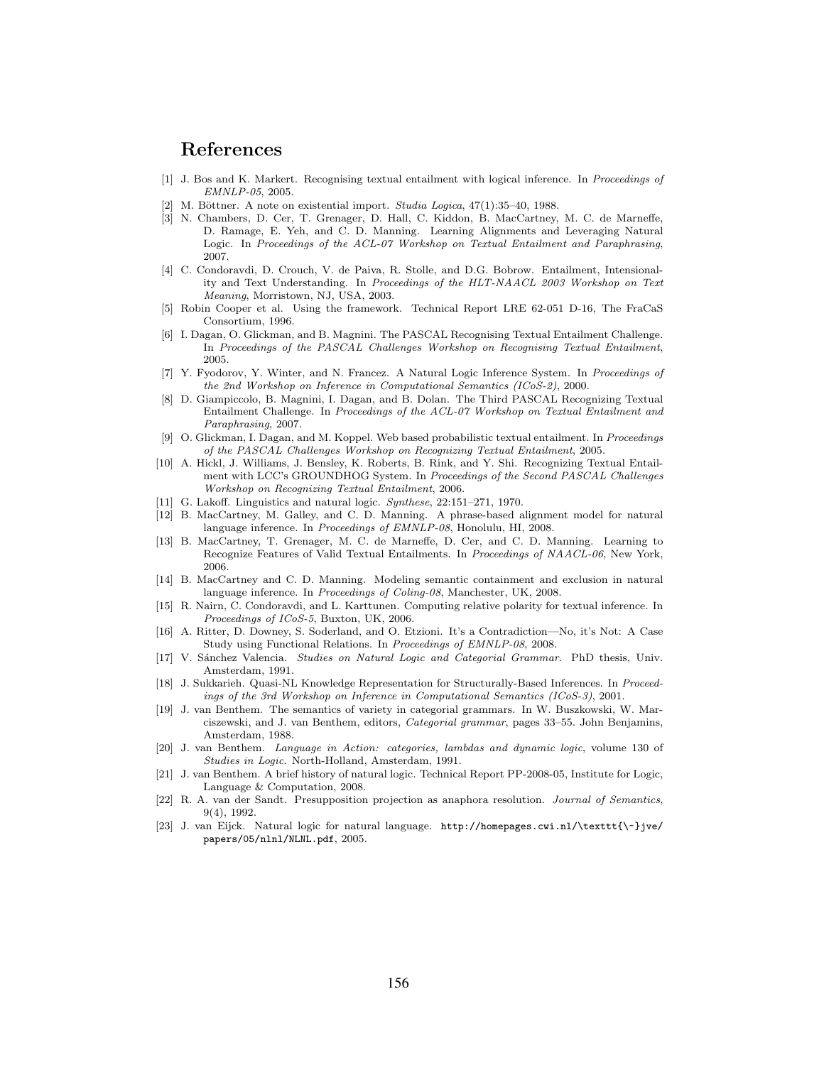## References

[1] J. Bos and K. Markert. Recognising textual entailment with logical inference. In *Proceedings of EMNLP-05*, 2005.

[2] M. Böttner. A note on existential import. *Studia Logica*, 47(1):35–40, 1988.

[3] N. Chambers, D. Cer, T. Grenager, D. Hall, C. Kiddon, B. MacCartney, M. C. de Marneffe, D. Ramage, E. Yeh, and C. D. Manning. Learning Alignments and Leveraging Natural Logic. In *Proceedings of the ACL-07 Workshop on Textual Entailment and Paraphrasing*, 2007.

[4] C. Condoravdi, D. Crouch, V. de Paiva, R. Stolle, and D.G. Bobrow. Entailment, Intensionality and Text Understanding. In *Proceedings of the HLT-NAACL 2003 Workshop on Text Meaning*, Morristown, NJ, USA, 2003.

[5] Robin Cooper et al. Using the framework. Technical Report LRE 62-051 D-16, The FraCaS Consortium, 1996.

[6] I. Dagan, O. Glickman, and B. Magnini. The PASCAL Recognising Textual Entailment Challenge. In *Proceedings of the PASCAL Challenges Workshop on Recognising Textual Entailment*, 2005.

[7] Y. Fyodorov, Y. Winter, and N. Francez. A Natural Logic Inference System. In *Proceedings of the 2nd Workshop on Inference in Computational Semantics (ICoS-2)*, 2000.

[8] D. Giampiccolo, B. Magnini, I. Dagan, and B. Dolan. The Third PASCAL Recognizing Textual Entailment Challenge. In *Proceedings of the ACL-07 Workshop on Textual Entailment and Paraphrasing*, 2007.

[9] O. Glickman, I. Dagan, and M. Koppel. Web based probabilistic textual entailment. In *Proceedings of the PASCAL Challenges Workshop on Recognizing Textual Entailment*, 2005.

[10] A. Hickl, J. Williams, J. Bensley, K. Roberts, B. Rink, and Y. Shi. Recognizing Textual Entailment with LCC's GROUNDHOG System. In *Proceedings of the Second PASCAL Challenges Workshop on Recognizing Textual Entailment*, 2006.

[11] G. Lakoff. Linguistics and natural logic. *Synthese*, 22:151–271, 1970.

[12] B. MacCartney, M. Galley, and C. D. Manning. A phrase-based alignment model for natural language inference. In *Proceedings of EMNLP-08*, Honolulu, HI, 2008.

[13] B. MacCartney, T. Grenager, M. C. de Marneffe, D. Cer, and C. D. Manning. Learning to Recognize Features of Valid Textual Entailments. In *Proceedings of NAACL-06*, New York, 2006.

[14] B. MacCartney and C. D. Manning. Modeling semantic containment and exclusion in natural language inference. In *Proceedings of Coling-08*, Manchester, UK, 2008.

[15] R. Nairn, C. Condoravdi, and L. Karttunen. Computing relative polarity for textual inference. In *Proceedings of ICoS-5*, Buxton, UK, 2006.

[16] A. Ritter, D. Downey, S. Soderland, and O. Etzioni. It's a Contradiction—No, it's Not: A Case Study using Functional Relations. In *Proceedings of EMNLP-08*, 2008.

[17] V. Sánchez Valencia. *Studies on Natural Logic and Categorial Grammar*. PhD thesis, Univ. Amsterdam, 1991.

[18] J. Sukkarieh. Quasi-NL Knowledge Representation for Structurally-Based Inferences. In *Proceedings of the 3rd Workshop on Inference in Computational Semantics (ICoS-3)*, 2001.

[19] J. van Benthem. The semantics of variety in categorial grammars. In W. Buszkowski, W. Marciszewski, and J. van Benthem, editors, *Categorial grammar*, pages 33–55. John Benjamins, Amsterdam, 1988.

[20] J. van Benthem. *Language in Action: categories, lambdas and dynamic logic*, volume 130 of *Studies in Logic*. North-Holland, Amsterdam, 1991.

[21] J. van Benthem. A brief history of natural logic. Technical Report PP-2008-05, Institute for Logic, Language & Computation, 2008.

[22] R. A. van der Sandt. Presupposition projection as anaphora resolution. *Journal of Semantics*, 9(4), 1992.

[23] J. van Eijck. Natural logic for natural language. `http://homepages.cwi.nl/\texttt{\~}jve/papers/05/nlnl/NLNL.pdf`, 2005.